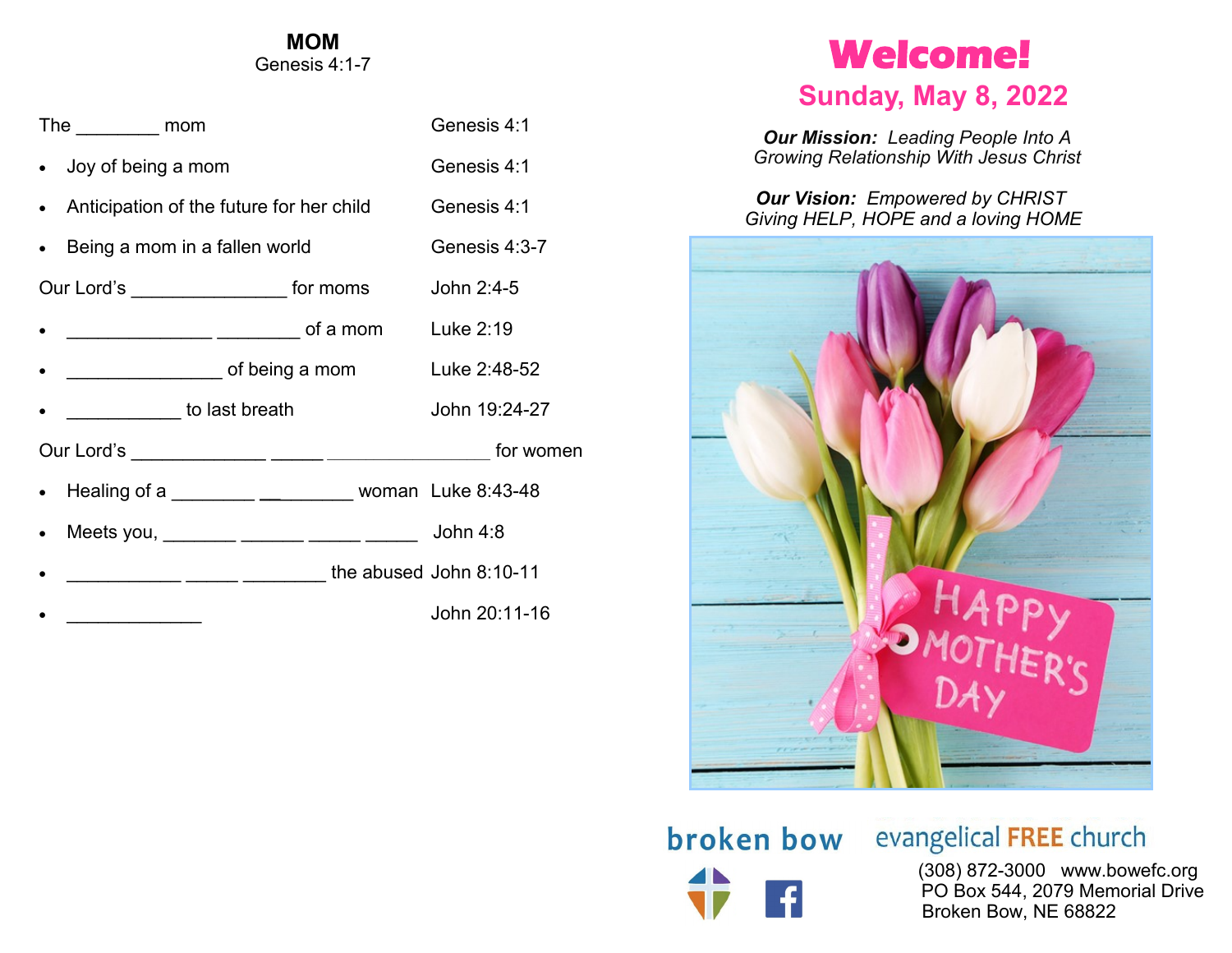## MOM

Genesis 4:1-7

| | |
|---|---|
| The ________ mom | Genesis 4:1 |
| • Joy of being a mom | Genesis 4:1 |
| • Anticipation of the future for her child | Genesis 4:1 |
| • Being a mom in a fallen world | Genesis 4:3-7 |
| Our Lord's _______________ for moms | John 2:4-5 |
| • ______________ ________ of a mom | Luke 2:19 |
| • _______________ of being a mom | Luke 2:48-52 |
| • ___________ to last breath | John 19:24-27 |
| Our Lord's _____________ _____ ________________ for women | |
| • Healing of a ________ _________ woman | Luke 8:43-48 |
| • Meets you, _______ ______ _____ _____ | John 4:8 |
| • ___________ _____ ________ the abused | John 8:10-11 |
| • _____________ | John 20:11-16 |

# Welcome!

## Sunday, May 8, 2022

***Our Mission:*** *Leading People Into A Growing Relationship With Jesus Christ*

***Our Vision:*** *Empowered by CHRIST Giving HELP, HOPE and a loving HOME*

HAPPY MOTHER'S DAY

broken bow evangelical FREE church

(308) 872-3000 www.bowefc.org
PO Box 544, 2079 Memorial Drive
Broken Bow, NE 68822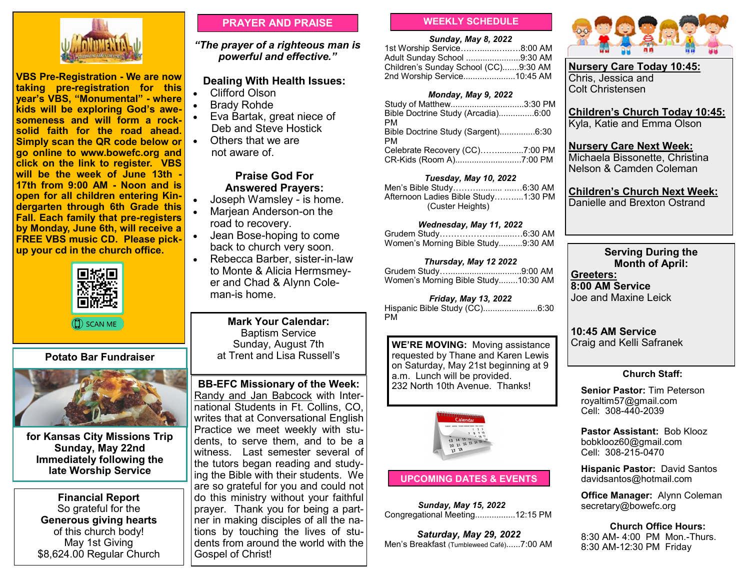**VBS Pre-Registration - We are now taking pre-registration for this year's VBS, "Monumental" - where kids will be exploring God's awesomeness and will form a rock-solid faith for the road ahead. Simply scan the QR code below or go online to www.bowefc.org and click on the link to register. VBS will be the week of June 13th - 17th from 9:00 AM - Noon and is open for all children entering Kindergarten through 6th Grade this Fall. Each family that pre-registers by Monday, June 6th, will receive a FREE VBS music CD. Please pick-up your cd in the church office.**

SCAN ME

**Potato Bar Fundraiser**

**for Kansas City Missions Trip**
**Sunday, May 22nd**
**Immediately following the late Worship Service**

**Financial Report**
So grateful for the
**Generous giving hearts**
of this church body!
May 1st Giving
$8,624.00 Regular Church

## PRAYER AND PRAISE

***"The prayer of a righteous man is powerful and effective."***

**Dealing With Health Issues:**

- Clifford Olson
- Brady Rohde
- Eva Bartak, great niece of Deb and Steve Hostick
- Others that we are not aware of.

**Praise God For Answered Prayers:**

- Joseph Wamsley - is home.
- Marjean Anderson-on the road to recovery.
- Jean Bose-hoping to come back to church very soon.
- Rebecca Barber, sister-in-law to Monte & Alicia Hermsmeyer and Chad & Alynn Coleman-is home.

**Mark Your Calendar:**
Baptism Service
Sunday, August 7th
at Trent and Lisa Russell's

**BB-EFC Missionary of the Week:**
Randy and Jan Babcock with International Students in Ft. Collins, CO, writes that at Conversational English Practice we meet weekly with students, to serve them, and to be a witness. Last semester several of the tutors began reading and studying the Bible with their students. We are so grateful for you and could not do this ministry without your faithful prayer. Thank you for being a partner in making disciples of all the nations by touching the lives of students from around the world with the Gospel of Christ!

## WEEKLY SCHEDULE

***Sunday, May 8, 2022***
1st Worship Service……..........……8:00 AM
Adult Sunday School ......................9:30 AM
Children's Sunday School (CC).......9:30 AM
2nd Worship Service......................10:45 AM

***Monday, May 9, 2022***
Study of Matthew..............................3:30 PM
Bible Doctrine Study (Arcadia)..............6:00 PM
Bible Doctrine Study (Sargent)..............6:30 PM
Celebrate Recovery (CC)……...........7:00 PM
CR-Kids (Room A)...........................7:00 PM

***Tuesday, May 10, 2022***
Men's Bible Study……......... .......6:30 AM
Afternoon Ladies Bible Study……....1:30 PM
(Custer Heights)

***Wednesday, May 11, 2022***
Grudem Study………………............6:30 AM
Women's Morning Bible Study..........9:30 AM

***Thursday, May 12 2022***
Grudem Study…..............................9:00 AM
Women's Morning Bible Study........10:30 AM

***Friday, May 13, 2022***
Hispanic Bible Study (CC)......................6:30 PM

**WE'RE MOVING:** Moving assistance requested by Thane and Karen Lewis on Saturday, May 21st beginning at 9 a.m. Lunch will be provided.
232 North 10th Avenue. Thanks!

## UPCOMING DATES & EVENTS

***Sunday, May 15, 2022***
Congregational Meeting.................12:15 PM

***Saturday, May 29, 2022***
Men's Breakfast (Tumbleweed Café)......7:00 AM

**Nursery Care Today 10:45:**
Chris, Jessica and Colt Christensen

**Children's Church Today 10:45:**
Kyla, Katie and Emma Olson

**Nursery Care Next Week:**
Michaela Bissonette, Christina Nelson & Camden Coleman

**Children's Church Next Week:**
Danielle and Brexton Ostrand

**Serving During the Month of April:**

**Greeters:**
**8:00 AM Service**
Joe and Maxine Leick

**10:45 AM Service**
Craig and Kelli Safranek

**Church Staff:**

**Senior Pastor:** Tim Peterson
royaltim57@gmail.com
Cell: 308-440-2039

**Pastor Assistant:** Bob Klooz
bobklooz60@gmail.com
Cell: 308-215-0470

**Hispanic Pastor:** David Santos
davidsantos@hotmail.com

**Office Manager:** Alynn Coleman
secretary@bowefc.org

**Church Office Hours:**
8:30 AM- 4:00 PM Mon.-Thurs.
8:30 AM-12:30 PM Friday